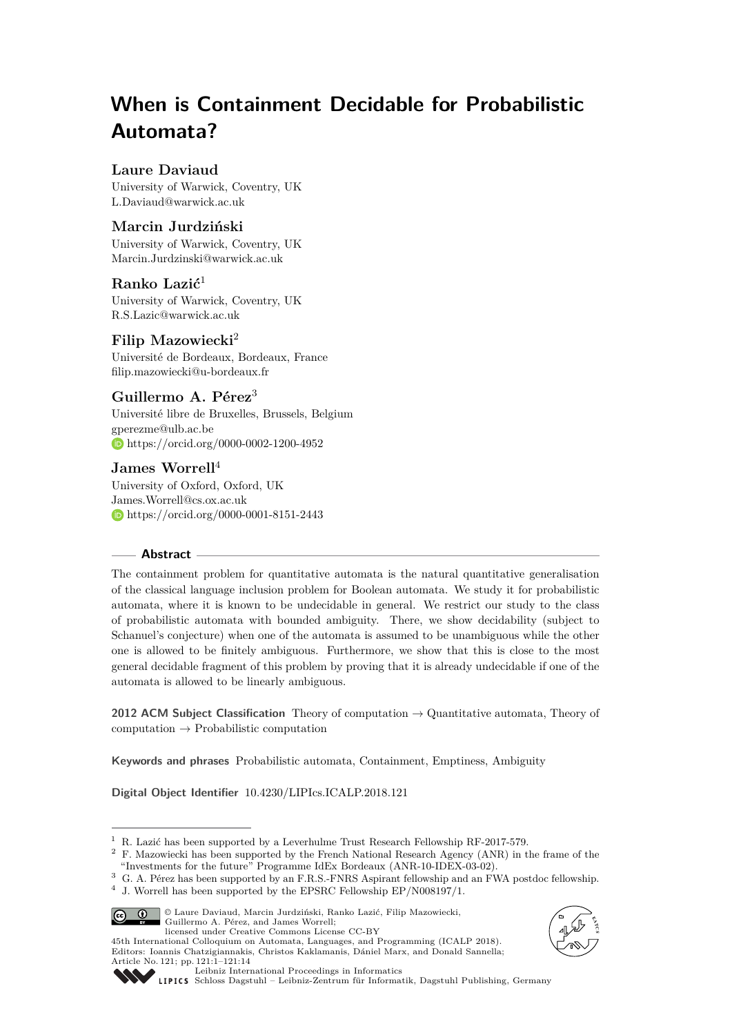# When is Containment Decidable for Probabilistic Automata?

**Laure Daviaud**
University of Warwick, Coventry, UK
L.Daviaud@warwick.ac.uk

**Marcin Jurdziński**
University of Warwick, Coventry, UK
Marcin.Jurdzinski@warwick.ac.uk

**Ranko Lazić**[1]
University of Warwick, Coventry, UK
R.S.Lazic@warwick.ac.uk

**Filip Mazowiecki**[2]
Université de Bordeaux, Bordeaux, France
filip.mazowiecki@u-bordeaux.fr

**Guillermo A. Pérez**[3]
Université libre de Bruxelles, Brussels, Belgium
gperezme@ulb.ac.be
https://orcid.org/0000-0002-1200-4952

**James Worrell**[4]
University of Oxford, Oxford, UK
James.Worrell@cs.ox.ac.uk
https://orcid.org/0000-0001-8151-2443

## Abstract

The containment problem for quantitative automata is the natural quantitative generalisation of the classical language inclusion problem for Boolean automata. We study it for probabilistic automata, where it is known to be undecidable in general. We restrict our study to the class of probabilistic automata with bounded ambiguity. There, we show decidability (subject to Schanuel's conjecture) when one of the automata is assumed to be unambiguous while the other one is allowed to be finitely ambiguous. Furthermore, we show that this is close to the most general decidable fragment of this problem by proving that it is already undecidable if one of the automata is allowed to be linearly ambiguous.

**2012 ACM Subject Classification** Theory of computation → Quantitative automata, Theory of computation → Probabilistic computation

**Keywords and phrases** Probabilistic automata, Containment, Emptiness, Ambiguity

**Digital Object Identifier** 10.4230/LIPIcs.ICALP.2018.121

[1] R. Lazić has been supported by a Leverhulme Trust Research Fellowship RF-2017-579.
[2] F. Mazowiecki has been supported by the French National Research Agency (ANR) in the frame of the "Investments for the future" Programme IdEx Bordeaux (ANR-10-IDEX-03-02).
[3] G. A. Pérez has been supported by an F.R.S.-FNRS Aspirant fellowship and an FWA postdoc fellowship.
[4] J. Worrell has been supported by the EPSRC Fellowship EP/N008197/1.

© Laure Daviaud, Marcin Jurdziński, Ranko Lazić, Filip Mazowiecki, Guillermo A. Pérez, and James Worrell;
licensed under Creative Commons License CC-BY
45th International Colloquium on Automata, Languages, and Programming (ICALP 2018).
Editors: Ioannis Chatzigiannakis, Christos Kaklamanis, Dániel Marx, and Donald Sannella;
Article No. 121; pp. 121:1–121:14
Leibniz International Proceedings in Informatics
Schloss Dagstuhl – Leibniz-Zentrum für Informatik, Dagstuhl Publishing, Germany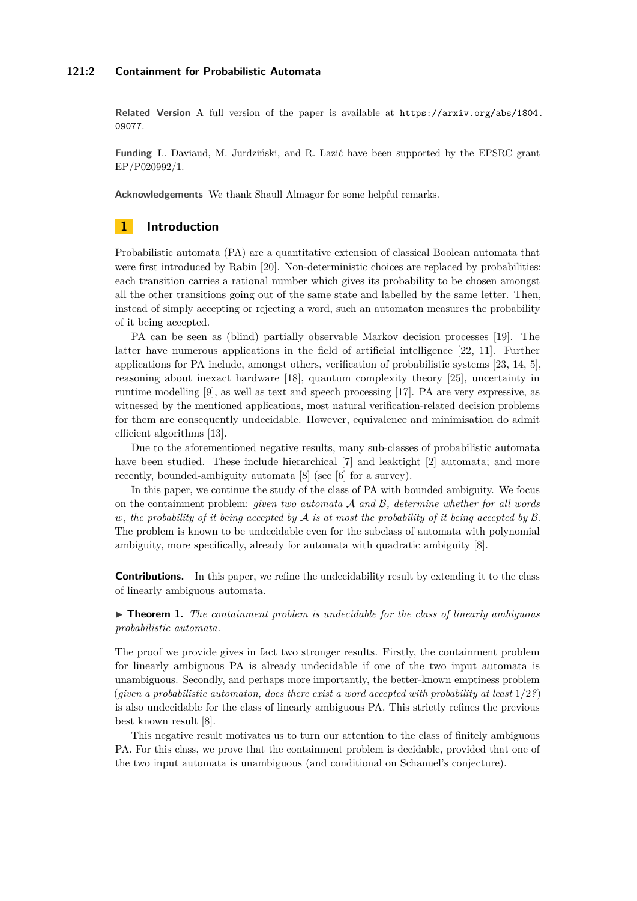**Related Version** A full version of the paper is available at https://arxiv.org/abs/1804.09077.

**Funding** L. Daviaud, M. Jurdziński, and R. Lazić have been supported by the EPSRC grant EP/P020992/1.

**Acknowledgements** We thank Shaull Almagor for some helpful remarks.

## 1 Introduction

Probabilistic automata (PA) are a quantitative extension of classical Boolean automata that were first introduced by Rabin [20]. Non-deterministic choices are replaced by probabilities: each transition carries a rational number which gives its probability to be chosen amongst all the other transitions going out of the same state and labelled by the same letter. Then, instead of simply accepting or rejecting a word, such an automaton measures the probability of it being accepted.

PA can be seen as (blind) partially observable Markov decision processes [19]. The latter have numerous applications in the field of artificial intelligence [22, 11]. Further applications for PA include, amongst others, verification of probabilistic systems [23, 14, 5], reasoning about inexact hardware [18], quantum complexity theory [25], uncertainty in runtime modelling [9], as well as text and speech processing [17]. PA are very expressive, as witnessed by the mentioned applications, most natural verification-related decision problems for them are consequently undecidable. However, equivalence and minimisation do admit efficient algorithms [13].

Due to the aforementioned negative results, many sub-classes of probabilistic automata have been studied. These include hierarchical [7] and leaktight [2] automata; and more recently, bounded-ambiguity automata [8] (see [6] for a survey).

In this paper, we continue the study of the class of PA with bounded ambiguity. We focus on the containment problem: *given two automata $\mathcal{A}$ and $\mathcal{B}$, determine whether for all words $w$, the probability of it being accepted by $\mathcal{A}$ is at most the probability of it being accepted by $\mathcal{B}$.* The problem is known to be undecidable even for the subclass of automata with polynomial ambiguity, more specifically, already for automata with quadratic ambiguity [8].

**Contributions.** In this paper, we refine the undecidability result by extending it to the class of linearly ambiguous automata.

▶ **Theorem 1.** *The containment problem is undecidable for the class of linearly ambiguous probabilistic automata.*

The proof we provide gives in fact two stronger results. Firstly, the containment problem for linearly ambiguous PA is already undecidable if one of the two input automata is unambiguous. Secondly, and perhaps more importantly, the better-known emptiness problem (*given a probabilistic automaton, does there exist a word accepted with probability at least $1/2$?*) is also undecidable for the class of linearly ambiguous PA. This strictly refines the previous best known result [8].

This negative result motivates us to turn our attention to the class of finitely ambiguous PA. For this class, we prove that the containment problem is decidable, provided that one of the two input automata is unambiguous (and conditional on Schanuel's conjecture).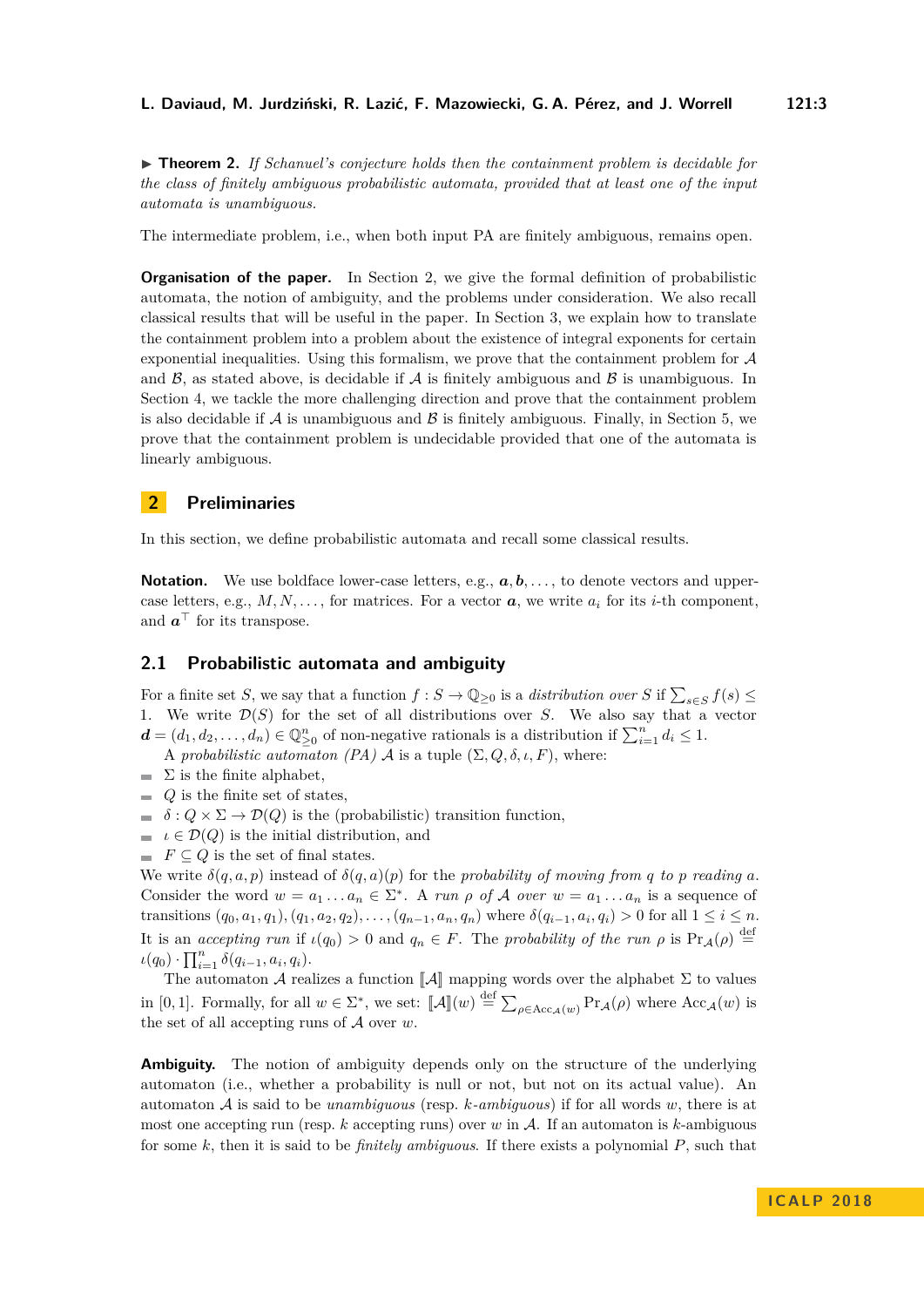▶ **Theorem 2.** *If Schanuel's conjecture holds then the containment problem is decidable for the class of finitely ambiguous probabilistic automata, provided that at least one of the input automata is unambiguous.*

The intermediate problem, i.e., when both input PA are finitely ambiguous, remains open.

**Organisation of the paper.** In Section 2, we give the formal definition of probabilistic automata, the notion of ambiguity, and the problems under consideration. We also recall classical results that will be useful in the paper. In Section 3, we explain how to translate the containment problem into a problem about the existence of integral exponents for certain exponential inequalities. Using this formalism, we prove that the containment problem for $\mathcal{A}$ and $\mathcal{B}$, as stated above, is decidable if $\mathcal{A}$ is finitely ambiguous and $\mathcal{B}$ is unambiguous. In Section 4, we tackle the more challenging direction and prove that the containment problem is also decidable if $\mathcal{A}$ is unambiguous and $\mathcal{B}$ is finitely ambiguous. Finally, in Section 5, we prove that the containment problem is undecidable provided that one of the automata is linearly ambiguous.

## 2 Preliminaries

In this section, we define probabilistic automata and recall some classical results.

**Notation.** We use boldface lower-case letters, e.g., $\boldsymbol{a}, \boldsymbol{b}, \ldots$, to denote vectors and upper-case letters, e.g., $M, N, \ldots$, for matrices. For a vector $\boldsymbol{a}$, we write $a_i$ for its $i$-th component, and $\boldsymbol{a}^\top$ for its transpose.

### 2.1 Probabilistic automata and ambiguity

For a finite set $S$, we say that a function $f : S \to \mathbb{Q}_{\geq 0}$ is a *distribution over* $S$ if $\sum_{s \in S} f(s) \leq 1$. We write $\mathcal{D}(S)$ for the set of all distributions over $S$. We also say that a vector $\boldsymbol{d} = (d_1, d_2, \ldots, d_n) \in \mathbb{Q}^n_{\geq 0}$ of non-negative rationals is a distribution if $\sum_{i=1}^n d_i \leq 1$.

A *probabilistic automaton (PA)* $\mathcal{A}$ is a tuple $(\Sigma, Q, \delta, \iota, F)$, where:

- $\Sigma$ is the finite alphabet,
- $Q$ is the finite set of states,
- $\delta : Q \times \Sigma \to \mathcal{D}(Q)$ is the (probabilistic) transition function,
- $\iota \in \mathcal{D}(Q)$ is the initial distribution, and
- $F \subseteq Q$ is the set of final states.

We write $\delta(q, a, p)$ instead of $\delta(q, a)(p)$ for the *probability of moving from* $q$ *to* $p$ *reading* $a$. Consider the word $w = a_1 \ldots a_n \in \Sigma^*$. A *run* $\rho$ *of* $\mathcal{A}$ *over* $w = a_1 \ldots a_n$ is a sequence of transitions $(q_0, a_1, q_1), (q_1, a_2, q_2), \ldots, (q_{n-1}, a_n, q_n)$ where $\delta(q_{i-1}, a_i, q_i) > 0$ for all $1 \leq i \leq n$. It is an *accepting run* if $\iota(q_0) > 0$ and $q_n \in F$. The *probability of the run* $\rho$ is $\Pr_{\mathcal{A}}(\rho) \stackrel{\text{def}}{=} \iota(q_0) \cdot \prod_{i=1}^n \delta(q_{i-1}, a_i, q_i)$.

The automaton $\mathcal{A}$ realizes a function $[\![\mathcal{A}]\!]$ mapping words over the alphabet $\Sigma$ to values in $[0, 1]$. Formally, for all $w \in \Sigma^*$, we set: $[\![\mathcal{A}]\!](w) \stackrel{\text{def}}{=} \sum_{\rho \in \mathrm{Acc}_{\mathcal{A}}(w)} \Pr_{\mathcal{A}}(\rho)$ where $\mathrm{Acc}_{\mathcal{A}}(w)$ is the set of all accepting runs of $\mathcal{A}$ over $w$.

**Ambiguity.** The notion of ambiguity depends only on the structure of the underlying automaton (i.e., whether a probability is null or not, but not on its actual value). An automaton $\mathcal{A}$ is said to be *unambiguous* (resp. $k$*-ambiguous*) if for all words $w$, there is at most one accepting run (resp. $k$ accepting runs) over $w$ in $\mathcal{A}$. If an automaton is $k$-ambiguous for some $k$, then it is said to be *finitely ambiguous*. If there exists a polynomial $P$, such that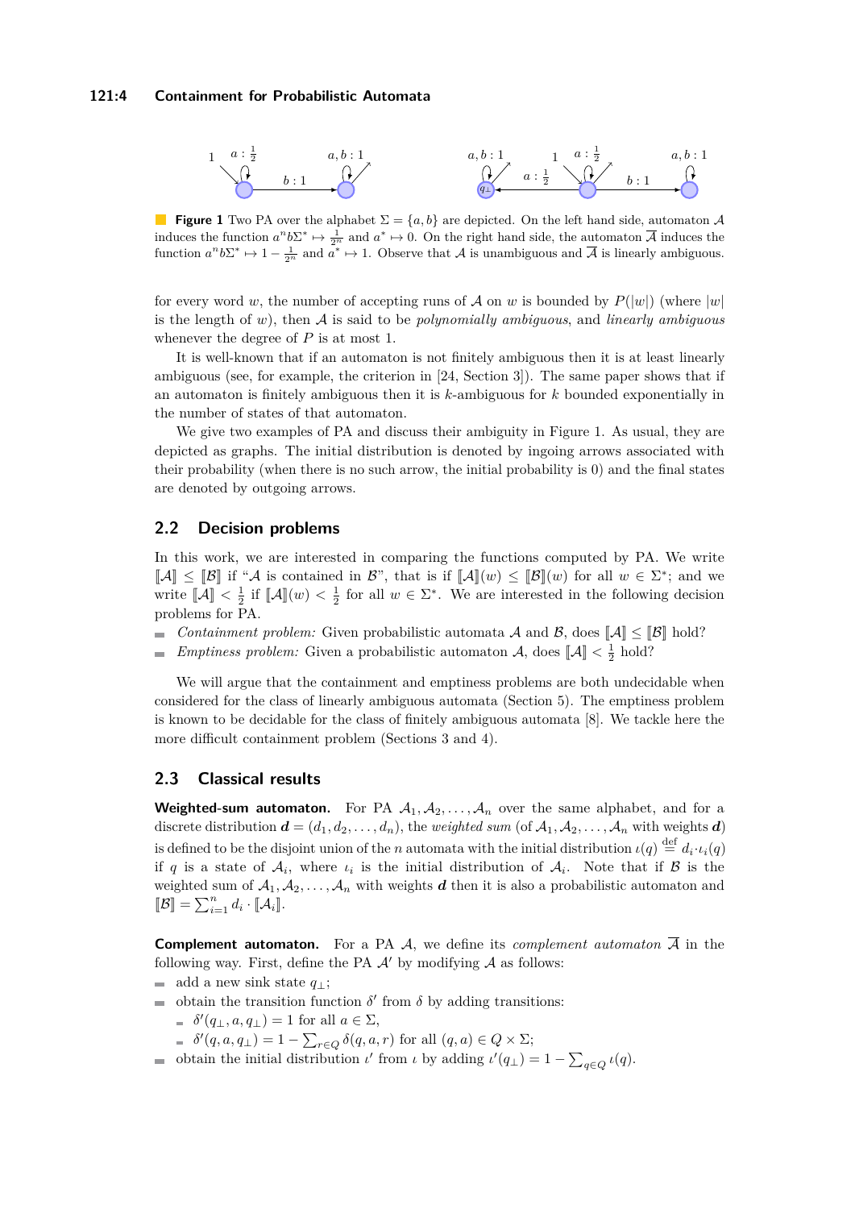**Figure 1** Two PA over the alphabet $\Sigma = \{a, b\}$ are depicted. On the left hand side, automaton $\mathcal{A}$ induces the function $a^n b\Sigma^* \mapsto \frac{1}{2^n}$ and $a^* \mapsto 0$. On the right hand side, the automaton $\overline{\mathcal{A}}$ induces the function $a^n b\Sigma^* \mapsto 1 - \frac{1}{2^n}$ and $a^* \mapsto 1$. Observe that $\mathcal{A}$ is unambiguous and $\overline{\mathcal{A}}$ is linearly ambiguous.

for every word $w$, the number of accepting runs of $\mathcal{A}$ on $w$ is bounded by $P(|w|)$ (where $|w|$ is the length of $w$), then $\mathcal{A}$ is said to be *polynomially ambiguous*, and *linearly ambiguous* whenever the degree of $P$ is at most 1.

It is well-known that if an automaton is not finitely ambiguous then it is at least linearly ambiguous (see, for example, the criterion in [24, Section 3]). The same paper shows that if an automaton is finitely ambiguous then it is $k$-ambiguous for $k$ bounded exponentially in the number of states of that automaton.

We give two examples of PA and discuss their ambiguity in Figure 1. As usual, they are depicted as graphs. The initial distribution is denoted by ingoing arrows associated with their probability (when there is no such arrow, the initial probability is 0) and the final states are denoted by outgoing arrows.

## 2.2 Decision problems

In this work, we are interested in comparing the functions computed by PA. We write $[\![\mathcal{A}]\!] \leq [\![\mathcal{B}]\!]$ if "$\mathcal{A}$ is contained in $\mathcal{B}$", that is if $[\![\mathcal{A}]\!](w) \leq [\![\mathcal{B}]\!](w)$ for all $w \in \Sigma^*$; and we write $[\![\mathcal{A}]\!] < \frac{1}{2}$ if $[\![\mathcal{A}]\!](w) < \frac{1}{2}$ for all $w \in \Sigma^*$. We are interested in the following decision problems for PA.

- *Containment problem:* Given probabilistic automata $\mathcal{A}$ and $\mathcal{B}$, does $[\![\mathcal{A}]\!] \leq [\![\mathcal{B}]\!]$ hold?
- *Emptiness problem:* Given a probabilistic automaton $\mathcal{A}$, does $[\![\mathcal{A}]\!] < \frac{1}{2}$ hold?

We will argue that the containment and emptiness problems are both undecidable when considered for the class of linearly ambiguous automata (Section 5). The emptiness problem is known to be decidable for the class of finitely ambiguous automata [8]. We tackle here the more difficult containment problem (Sections 3 and 4).

## 2.3 Classical results

**Weighted-sum automaton.** For PA $\mathcal{A}_1, \mathcal{A}_2, \ldots, \mathcal{A}_n$ over the same alphabet, and for a discrete distribution $\boldsymbol{d} = (d_1, d_2, \ldots, d_n)$, the *weighted sum* (of $\mathcal{A}_1, \mathcal{A}_2, \ldots, \mathcal{A}_n$ with weights $\boldsymbol{d}$) is defined to be the disjoint union of the $n$ automata with the initial distribution $\iota(q) \stackrel{\text{def}}{=} d_i \cdot \iota_i(q)$ if $q$ is a state of $\mathcal{A}_i$, where $\iota_i$ is the initial distribution of $\mathcal{A}_i$. Note that if $\mathcal{B}$ is the weighted sum of $\mathcal{A}_1, \mathcal{A}_2, \ldots, \mathcal{A}_n$ with weights $\boldsymbol{d}$ then it is also a probabilistic automaton and $[\![\mathcal{B}]\!] = \sum_{i=1}^{n} d_i \cdot [\![\mathcal{A}_i]\!]$.

**Complement automaton.** For a PA $\mathcal{A}$, we define its *complement automaton* $\overline{\mathcal{A}}$ in the following way. First, define the PA $\mathcal{A}'$ by modifying $\mathcal{A}$ as follows:

- add a new sink state $q_\perp$;
- obtain the transition function $\delta'$ from $\delta$ by adding transitions:
  - $\delta'(q_\perp, a, q_\perp) = 1$ for all $a \in \Sigma$,
  - $\delta'(q, a, q_\perp) = 1 - \sum_{r \in Q} \delta(q, a, r)$ for all $(q, a) \in Q \times \Sigma$;
- obtain the initial distribution $\iota'$ from $\iota$ by adding $\iota'(q_\perp) = 1 - \sum_{q \in Q} \iota(q)$.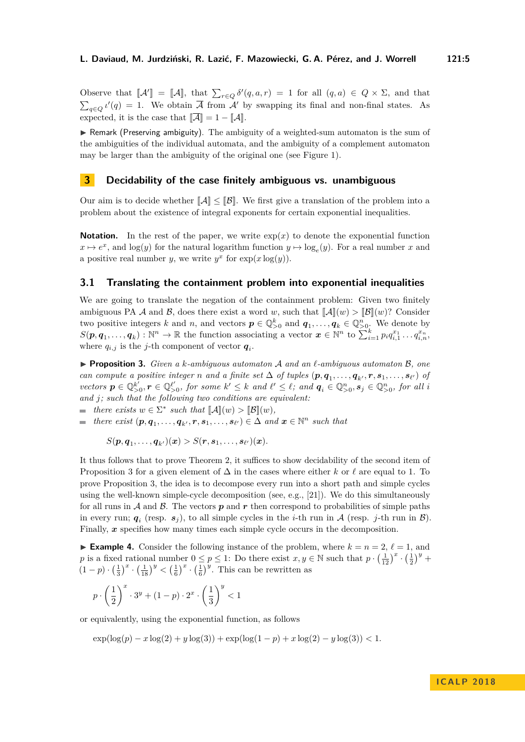Observe that $[\![\mathcal{A}']\!] = [\![\mathcal{A}]\!]$, that $\sum_{r \in Q} \delta'(q, a, r) = 1$ for all $(q, a) \in Q \times \Sigma$, and that $\sum_{q \in Q} \iota'(q) = 1$. We obtain $\overline{\mathcal{A}}$ from $\mathcal{A}'$ by swapping its final and non-final states. As expected, it is the case that $[\![\overline{\mathcal{A}}]\!] = 1 - [\![\mathcal{A}]\!]$.

▶ Remark (Preserving ambiguity). The ambiguity of a weighted-sum automaton is the sum of the ambiguities of the individual automata, and the ambiguity of a complement automaton may be larger than the ambiguity of the original one (see Figure 1).

## 3 Decidability of the case finitely ambiguous vs. unambiguous

Our aim is to decide whether $[\![\mathcal{A}]\!] \leq [\![\mathcal{B}]\!]$. We first give a translation of the problem into a problem about the existence of integral exponents for certain exponential inequalities.

**Notation.** In the rest of the paper, we write $\exp(x)$ to denote the exponential function $x \mapsto e^x$, and $\log(y)$ for the natural logarithm function $y \mapsto \log_e(y)$. For a real number $x$ and a positive real number $y$, we write $y^x$ for $\exp(x \log(y))$.

### 3.1 Translating the containment problem into exponential inequalities

We are going to translate the negation of the containment problem: Given two finitely ambiguous PA $\mathcal{A}$ and $\mathcal{B}$, does there exist a word $w$, such that $[\![\mathcal{A}]\!](w) > [\![\mathcal{B}]\!](w)$? Consider two positive integers $k$ and $n$, and vectors $\boldsymbol{p} \in \mathbb{Q}^k_{>0}$ and $\boldsymbol{q}_1, \ldots, \boldsymbol{q}_k \in \mathbb{Q}^n_{>0}$. We denote by $S(\boldsymbol{p}, \boldsymbol{q}_1, \ldots, \boldsymbol{q}_k) : \mathbb{N}^n \to \mathbb{R}$ the function associating a vector $\boldsymbol{x} \in \mathbb{N}^n$ to $\sum_{i=1}^k p_i q_{i,1}^{x_1} \ldots q_{i,n}^{x_n}$, where $q_{i,j}$ is the $j$-th component of vector $\boldsymbol{q}_i$.

▶ **Proposition 3.** *Given a $k$-ambiguous automaton $\mathcal{A}$ and an $\ell$-ambiguous automaton $\mathcal{B}$, one can compute a positive integer $n$ and a finite set $\Delta$ of tuples $(\boldsymbol{p}, \boldsymbol{q}_1, \ldots, \boldsymbol{q}_{k'}, \boldsymbol{r}, \boldsymbol{s}_1, \ldots, \boldsymbol{s}_{\ell'})$ of vectors $\boldsymbol{p} \in \mathbb{Q}^{k'}_{>0}, \boldsymbol{r} \in \mathbb{Q}^{\ell'}_{>0}$, for some $k' \leq k$ and $\ell' \leq \ell$; and $\boldsymbol{q}_i \in \mathbb{Q}^n_{>0}, \boldsymbol{s}_j \in \mathbb{Q}^n_{>0}$, for all $i$ and $j$; such that the following two conditions are equivalent:*

- *there exists $w \in \Sigma^*$ such that $[\![\mathcal{A}]\!](w) > [\![\mathcal{B}]\!](w)$,*
- *there exist $(\boldsymbol{p}, \boldsymbol{q}_1, \ldots, \boldsymbol{q}_{k'}, \boldsymbol{r}, \boldsymbol{s}_1, \ldots, \boldsymbol{s}_{\ell'}) \in \Delta$ and $\boldsymbol{x} \in \mathbb{N}^n$ such that*

$$S(\boldsymbol{p}, \boldsymbol{q}_1, \ldots, \boldsymbol{q}_{k'})(\boldsymbol{x}) > S(\boldsymbol{r}, \boldsymbol{s}_1, \ldots, \boldsymbol{s}_{\ell'})(\boldsymbol{x}).$$

It thus follows that to prove Theorem 2, it suffices to show decidability of the second item of Proposition 3 for a given element of $\Delta$ in the cases where either $k$ or $\ell$ are equal to 1. To prove Proposition 3, the idea is to decompose every run into a short path and simple cycles using the well-known simple-cycle decomposition (see, e.g., [21]). We do this simultaneously for all runs in $\mathcal{A}$ and $\mathcal{B}$. The vectors $\boldsymbol{p}$ and $\boldsymbol{r}$ then correspond to probabilities of simple paths in every run; $\boldsymbol{q}_i$ (resp. $\boldsymbol{s}_j$), to all simple cycles in the $i$-th run in $\mathcal{A}$ (resp. $j$-th run in $\mathcal{B}$). Finally, $\boldsymbol{x}$ specifies how many times each simple cycle occurs in the decomposition.

▶ **Example 4.** Consider the following instance of the problem, where $k = n = 2$, $\ell = 1$, and $p$ is a fixed rational number $0 \leq p \leq 1$: Do there exist $x, y \in \mathbb{N}$ such that $p \cdot \left(\frac{1}{12}\right)^x \cdot \left(\frac{1}{2}\right)^y + (1-p) \cdot \left(\frac{1}{3}\right)^x \cdot \left(\frac{1}{18}\right)^y < \left(\frac{1}{6}\right)^x \cdot \left(\frac{1}{6}\right)^y$. This can be rewritten as

$$p \cdot \left(\frac{1}{2}\right)^x \cdot 3^y + (1-p) \cdot 2^x \cdot \left(\frac{1}{3}\right)^y < 1$$

or equivalently, using the exponential function, as follows

$$\exp(\log(p) - x\log(2) + y\log(3)) + \exp(\log(1-p) + x\log(2) - y\log(3)) < 1.$$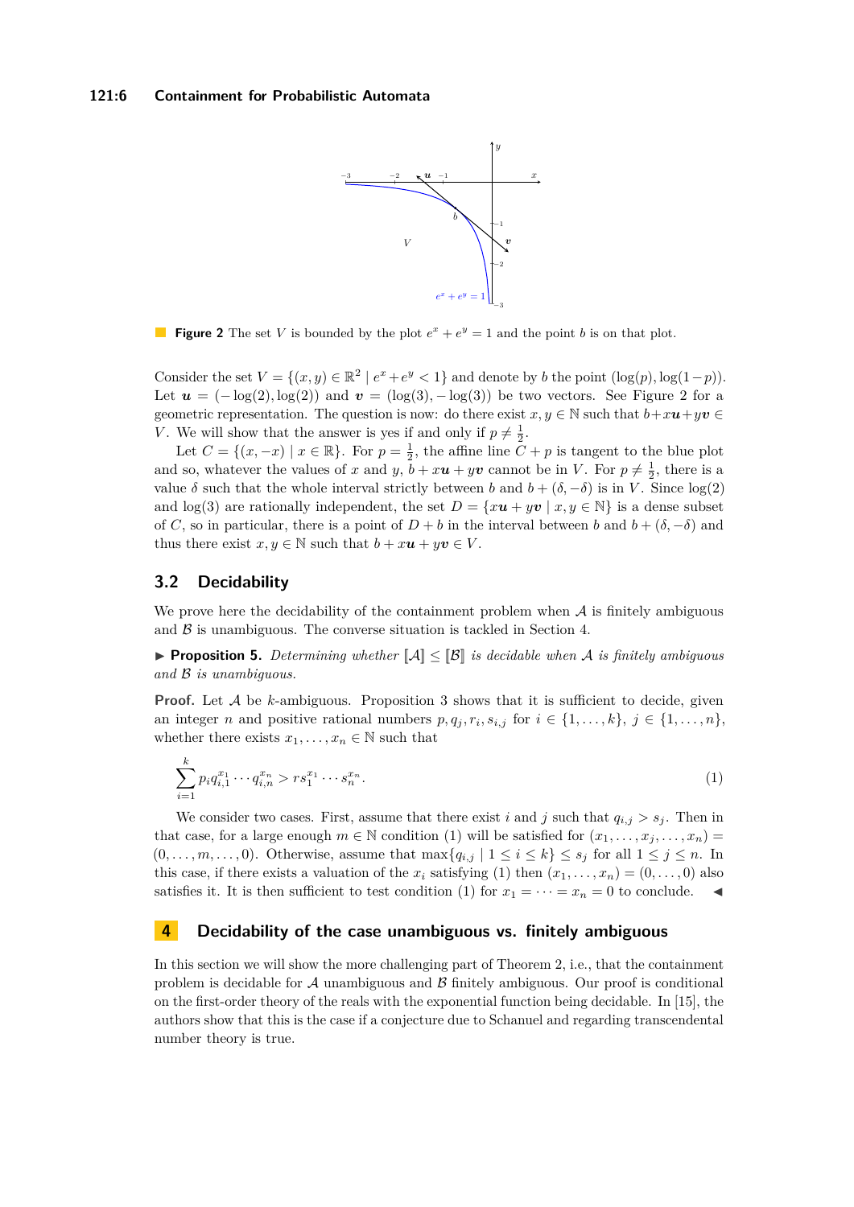**Figure 2** The set $V$ is bounded by the plot $e^x + e^y = 1$ and the point $b$ is on that plot.

Consider the set $V = \{(x, y) \in \mathbb{R}^2 \mid e^x + e^y < 1\}$ and denote by $b$ the point $(\log(p), \log(1-p))$. Let $\boldsymbol{u} = (-\log(2), \log(2))$ and $\boldsymbol{v} = (\log(3), -\log(3))$ be two vectors. See Figure 2 for a geometric representation. The question is now: do there exist $x, y \in \mathbb{N}$ such that $b + x\boldsymbol{u} + y\boldsymbol{v} \in V$. We will show that the answer is yes if and only if $p \neq \frac{1}{2}$.

Let $C = \{(x, -x) \mid x \in \mathbb{R}\}$. For $p = \frac{1}{2}$, the affine line $C + p$ is tangent to the blue plot and so, whatever the values of $x$ and $y$, $b + x\boldsymbol{u} + y\boldsymbol{v}$ cannot be in $V$. For $p \neq \frac{1}{2}$, there is a value $\delta$ such that the whole interval strictly between $b$ and $b + (\delta, -\delta)$ is in $V$. Since $\log(2)$ and $\log(3)$ are rationally independent, the set $D = \{x\boldsymbol{u} + y\boldsymbol{v} \mid x, y \in \mathbb{N}\}$ is a dense subset of $C$, so in particular, there is a point of $D + b$ in the interval between $b$ and $b + (\delta, -\delta)$ and thus there exist $x, y \in \mathbb{N}$ such that $b + x\boldsymbol{u} + y\boldsymbol{v} \in V$.

## 3.2 Decidability

We prove here the decidability of the containment problem when $\mathcal{A}$ is finitely ambiguous and $\mathcal{B}$ is unambiguous. The converse situation is tackled in Section 4.

▶ **Proposition 5.** *Determining whether $[\![\mathcal{A}]\!] \leq [\![\mathcal{B}]\!]$ is decidable when $\mathcal{A}$ is finitely ambiguous and $\mathcal{B}$ is unambiguous.*

**Proof.** Let $\mathcal{A}$ be $k$-ambiguous. Proposition 3 shows that it is sufficient to decide, given an integer $n$ and positive rational numbers $p, q_j, r_i, s_{i,j}$ for $i \in \{1, \ldots, k\}$, $j \in \{1, \ldots, n\}$, whether there exists $x_1, \ldots, x_n \in \mathbb{N}$ such that

$$\sum_{i=1}^{k} p_i q_{i,1}^{x_1} \cdots q_{i,n}^{x_n} > r s_1^{x_1} \cdots s_n^{x_n}. \tag{1}$$

We consider two cases. First, assume that there exist $i$ and $j$ such that $q_{i,j} > s_j$. Then in that case, for a large enough $m \in \mathbb{N}$ condition (1) will be satisfied for $(x_1, \ldots, x_j, \ldots, x_n) = (0, \ldots, m, \ldots, 0)$. Otherwise, assume that $\max\{q_{i,j} \mid 1 \leq i \leq k\} \leq s_j$ for all $1 \leq j \leq n$. In this case, if there exists a valuation of the $x_i$ satisfying (1) then $(x_1, \ldots, x_n) = (0, \ldots, 0)$ also satisfies it. It is then sufficient to test condition (1) for $x_1 = \cdots = x_n = 0$ to conclude. ◀

# 4 Decidability of the case unambiguous vs. finitely ambiguous

In this section we will show the more challenging part of Theorem 2, i.e., that the containment problem is decidable for $\mathcal{A}$ unambiguous and $\mathcal{B}$ finitely ambiguous. Our proof is conditional on the first-order theory of the reals with the exponential function being decidable. In [15], the authors show that this is the case if a conjecture due to Schanuel and regarding transcendental number theory is true.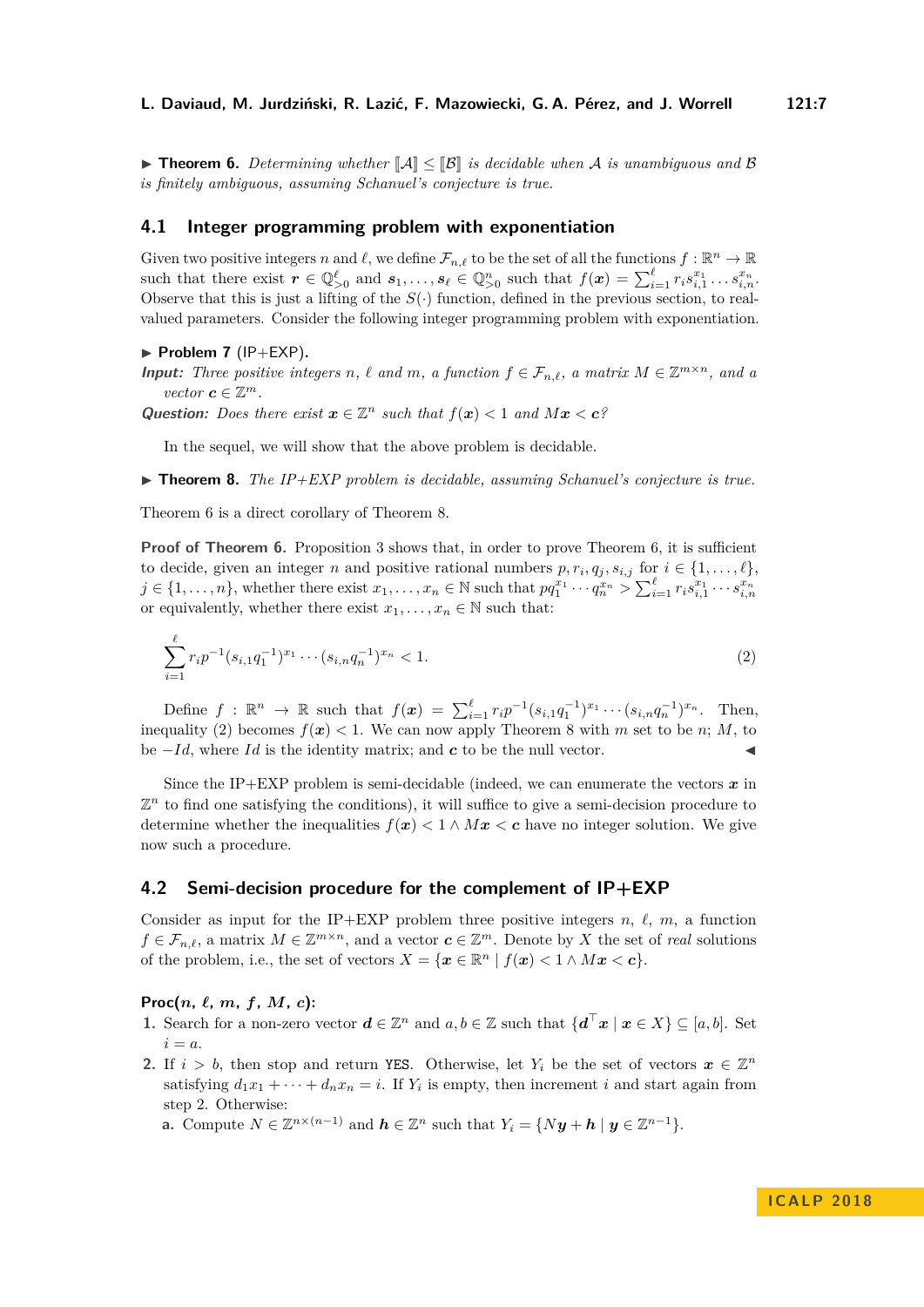▶ **Theorem 6.** *Determining whether $[\![\mathcal{A}]\!] \leq [\![\mathcal{B}]\!]$ is decidable when $\mathcal{A}$ is unambiguous and $\mathcal{B}$ is finitely ambiguous, assuming Schanuel's conjecture is true.*

## 4.1 Integer programming problem with exponentiation

Given two positive integers $n$ and $\ell$, we define $\mathcal{F}_{n,\ell}$ to be the set of all the functions $f : \mathbb{R}^n \to \mathbb{R}$ such that there exist $\boldsymbol{r} \in \mathbb{Q}^\ell_{>0}$ and $\boldsymbol{s}_1, \ldots, \boldsymbol{s}_\ell \in \mathbb{Q}^n_{>0}$ such that $f(\boldsymbol{x}) = \sum_{i=1}^{\ell} r_i s_{i,1}^{x_1} \ldots s_{i,n}^{x_n}$. Observe that this is just a lifting of the $S(\cdot)$ function, defined in the previous section, to real-valued parameters. Consider the following integer programming problem with exponentiation.

▶ **Problem 7** (IP+EXP).

***Input:*** *Three positive integers $n$, $\ell$ and $m$, a function $f \in \mathcal{F}_{n,\ell}$, a matrix $M \in \mathbb{Z}^{m\times n}$, and a vector $\boldsymbol{c} \in \mathbb{Z}^m$.*

***Question:*** *Does there exist $\boldsymbol{x} \in \mathbb{Z}^n$ such that $f(\boldsymbol{x}) < 1$ and $M\boldsymbol{x} < \boldsymbol{c}$?*

In the sequel, we will show that the above problem is decidable.

▶ **Theorem 8.** *The IP+EXP problem is decidable, assuming Schanuel's conjecture is true.*

Theorem 6 is a direct corollary of Theorem 8.

**Proof of Theorem 6.** Proposition 3 shows that, in order to prove Theorem 6, it is sufficient to decide, given an integer $n$ and positive rational numbers $p, r_i, q_j, s_{i,j}$ for $i \in \{1, \ldots, \ell\}$, $j \in \{1, \ldots, n\}$, whether there exist $x_1, \ldots, x_n \in \mathbb{N}$ such that $pq_1^{x_1} \cdots q_n^{x_n} > \sum_{i=1}^{\ell} r_i s_{i,1}^{x_1} \cdots s_{i,n}^{x_n}$ or equivalently, whether there exist $x_1, \ldots, x_n \in \mathbb{N}$ such that:

$$\sum_{i=1}^{\ell} r_i p^{-1} (s_{i,1} q_1^{-1})^{x_1} \cdots (s_{i,n} q_n^{-1})^{x_n} < 1. \tag{2}$$

Define $f : \mathbb{R}^n \to \mathbb{R}$ such that $f(\boldsymbol{x}) = \sum_{i=1}^{\ell} r_i p^{-1} (s_{i,1} q_1^{-1})^{x_1} \cdots (s_{i,n} q_n^{-1})^{x_n}$. Then, inequality (2) becomes $f(\boldsymbol{x}) < 1$. We can now apply Theorem 8 with $m$ set to be $n$; $M$, to be $-Id$, where $Id$ is the identity matrix; and $\boldsymbol{c}$ to be the null vector. ◀

Since the IP+EXP problem is semi-decidable (indeed, we can enumerate the vectors $\boldsymbol{x}$ in $\mathbb{Z}^n$ to find one satisfying the conditions), it will suffice to give a semi-decision procedure to determine whether the inequalities $f(\boldsymbol{x}) < 1 \wedge M\boldsymbol{x} < \boldsymbol{c}$ have no integer solution. We give now such a procedure.

## 4.2 Semi-decision procedure for the complement of IP+EXP

Consider as input for the IP+EXP problem three positive integers $n$, $\ell$, $m$, a function $f \in \mathcal{F}_{n,\ell}$, a matrix $M \in \mathbb{Z}^{m\times n}$, and a vector $\boldsymbol{c} \in \mathbb{Z}^m$. Denote by $X$ the set of *real* solutions of the problem, i.e., the set of vectors $X = \{\boldsymbol{x} \in \mathbb{R}^n \mid f(\boldsymbol{x}) < 1 \wedge M\boldsymbol{x} < \boldsymbol{c}\}$.

**Proc($n$, $\ell$, $m$, $f$, $M$, $c$):**

1. Search for a non-zero vector $\boldsymbol{d} \in \mathbb{Z}^n$ and $a, b \in \mathbb{Z}$ such that $\{\boldsymbol{d}^\top \boldsymbol{x} \mid \boldsymbol{x} \in X\} \subseteq [a, b]$. Set $i = a$.
2. If $i > b$, then stop and return `YES`. Otherwise, let $Y_i$ be the set of vectors $\boldsymbol{x} \in \mathbb{Z}^n$ satisfying $d_1 x_1 + \cdots + d_n x_n = i$. If $Y_i$ is empty, then increment $i$ and start again from step 2. Otherwise:
   a. Compute $N \in \mathbb{Z}^{n\times(n-1)}$ and $\boldsymbol{h} \in \mathbb{Z}^n$ such that $Y_i = \{N\boldsymbol{y} + \boldsymbol{h} \mid \boldsymbol{y} \in \mathbb{Z}^{n-1}\}$.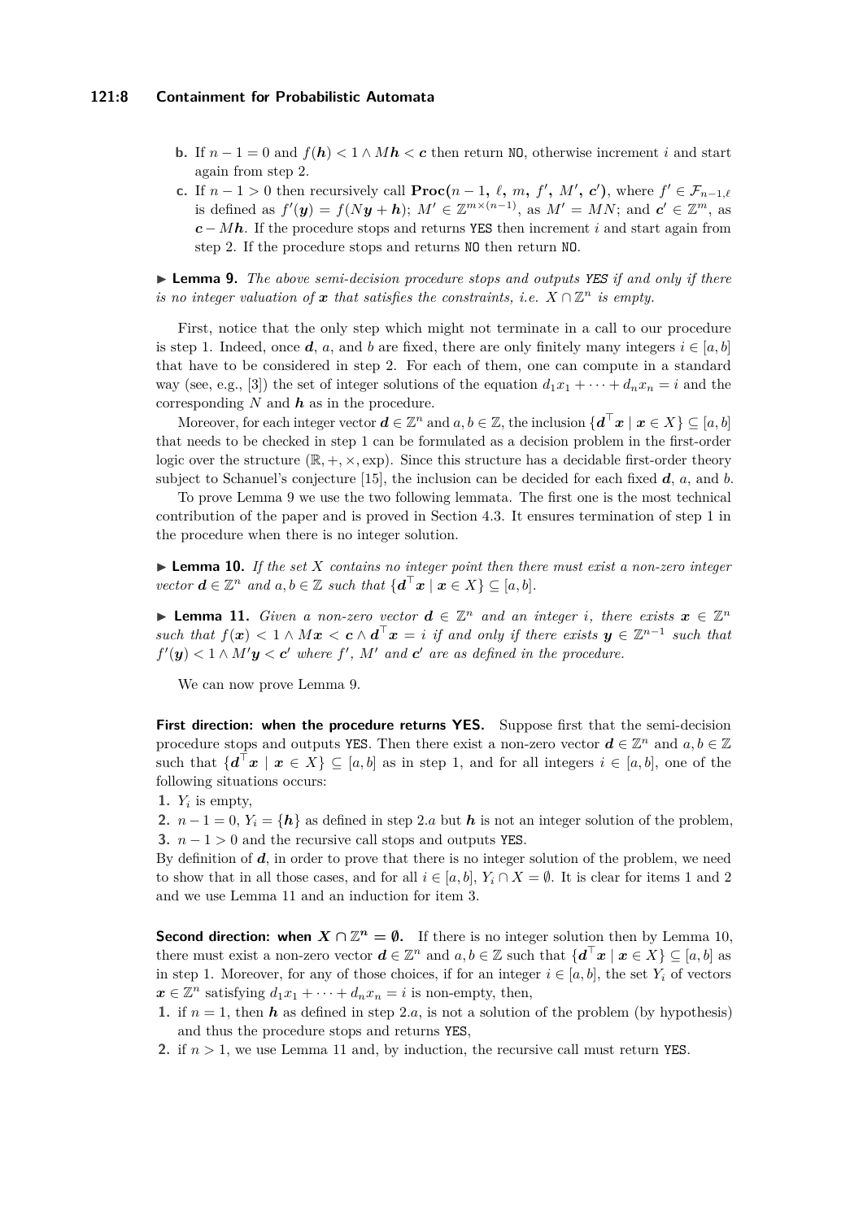**b.** If $n-1=0$ and $f(\boldsymbol{h})<1 \wedge M\boldsymbol{h}<\boldsymbol{c}$ then return NO, otherwise increment $i$ and start again from step 2.

**c.** If $n-1>0$ then recursively call $\mathbf{Proc}(n-1,\ \ell,\ m,\ f',\ M',\ \boldsymbol{c}')$, where $f' \in \mathcal{F}_{n-1,\ell}$ is defined as $f'(\boldsymbol{y}) = f(N\boldsymbol{y}+\boldsymbol{h})$; $M' \in \mathbb{Z}^{m\times(n-1)}$, as $M' = MN$; and $\boldsymbol{c}' \in \mathbb{Z}^m$, as $\boldsymbol{c} - M\boldsymbol{h}$. If the procedure stops and returns YES then increment $i$ and start again from step 2. If the procedure stops and returns NO then return NO.

▶ **Lemma 9.** *The above semi-decision procedure stops and outputs YES if and only if there is no integer valuation of $\boldsymbol{x}$ that satisfies the constraints, i.e. $X \cap \mathbb{Z}^n$ is empty.*

First, notice that the only step which might not terminate in a call to our procedure is step 1. Indeed, once $\boldsymbol{d}$, $a$, and $b$ are fixed, there are only finitely many integers $i \in [a,b]$ that have to be considered in step 2. For each of them, one can compute in a standard way (see, e.g., [3]) the set of integer solutions of the equation $d_1x_1 + \cdots + d_nx_n = i$ and the corresponding $N$ and $\boldsymbol{h}$ as in the procedure.

Moreover, for each integer vector $\boldsymbol{d} \in \mathbb{Z}^n$ and $a,b \in \mathbb{Z}$, the inclusion $\{\boldsymbol{d}^\top\boldsymbol{x} \mid \boldsymbol{x} \in X\} \subseteq [a,b]$ that needs to be checked in step 1 can be formulated as a decision problem in the first-order logic over the structure $(\mathbb{R},+,\times,\exp)$. Since this structure has a decidable first-order theory subject to Schanuel's conjecture [15], the inclusion can be decided for each fixed $\boldsymbol{d}$, $a$, and $b$.

To prove Lemma 9 we use the two following lemmata. The first one is the most technical contribution of the paper and is proved in Section 4.3. It ensures termination of step 1 in the procedure when there is no integer solution.

▶ **Lemma 10.** *If the set $X$ contains no integer point then there must exist a non-zero integer vector $\boldsymbol{d} \in \mathbb{Z}^n$ and $a,b \in \mathbb{Z}$ such that $\{\boldsymbol{d}^\top\boldsymbol{x} \mid \boldsymbol{x} \in X\} \subseteq [a,b]$.*

▶ **Lemma 11.** *Given a non-zero vector $\boldsymbol{d} \in \mathbb{Z}^n$ and an integer $i$, there exists $\boldsymbol{x} \in \mathbb{Z}^n$ such that $f(\boldsymbol{x}) < 1 \wedge M\boldsymbol{x} < \boldsymbol{c} \wedge \boldsymbol{d}^\top\boldsymbol{x} = i$ if and only if there exists $\boldsymbol{y} \in \mathbb{Z}^{n-1}$ such that $f'(\boldsymbol{y}) < 1 \wedge M'\boldsymbol{y} < \boldsymbol{c}'$ where $f'$, $M'$ and $\boldsymbol{c}'$ are as defined in the procedure.*

We can now prove Lemma 9.

**First direction: when the procedure returns YES.** Suppose first that the semi-decision procedure stops and outputs YES. Then there exist a non-zero vector $\boldsymbol{d} \in \mathbb{Z}^n$ and $a,b \in \mathbb{Z}$ such that $\{\boldsymbol{d}^\top\boldsymbol{x} \mid \boldsymbol{x} \in X\} \subseteq [a,b]$ as in step 1, and for all integers $i \in [a,b]$, one of the following situations occurs:

1. $Y_i$ is empty,
2. $n-1=0$, $Y_i = \{\boldsymbol{h}\}$ as defined in step 2.*a* but $\boldsymbol{h}$ is not an integer solution of the problem,
3. $n-1>0$ and the recursive call stops and outputs YES.

By definition of $\boldsymbol{d}$, in order to prove that there is no integer solution of the problem, we need to show that in all those cases, and for all $i \in [a,b]$, $Y_i \cap X = \emptyset$. It is clear for items 1 and 2 and we use Lemma 11 and an induction for item 3.

**Second direction: when $X \cap \mathbb{Z}^n = \emptyset$.** If there is no integer solution then by Lemma 10, there must exist a non-zero vector $\boldsymbol{d} \in \mathbb{Z}^n$ and $a,b \in \mathbb{Z}$ such that $\{\boldsymbol{d}^\top\boldsymbol{x} \mid \boldsymbol{x} \in X\} \subseteq [a,b]$ as in step 1. Moreover, for any of those choices, if for an integer $i \in [a,b]$, the set $Y_i$ of vectors $\boldsymbol{x} \in \mathbb{Z}^n$ satisfying $d_1x_1 + \cdots + d_nx_n = i$ is non-empty, then,

1. if $n=1$, then $\boldsymbol{h}$ as defined in step 2.*a*, is not a solution of the problem (by hypothesis) and thus the procedure stops and returns YES,
2. if $n>1$, we use Lemma 11 and, by induction, the recursive call must return YES.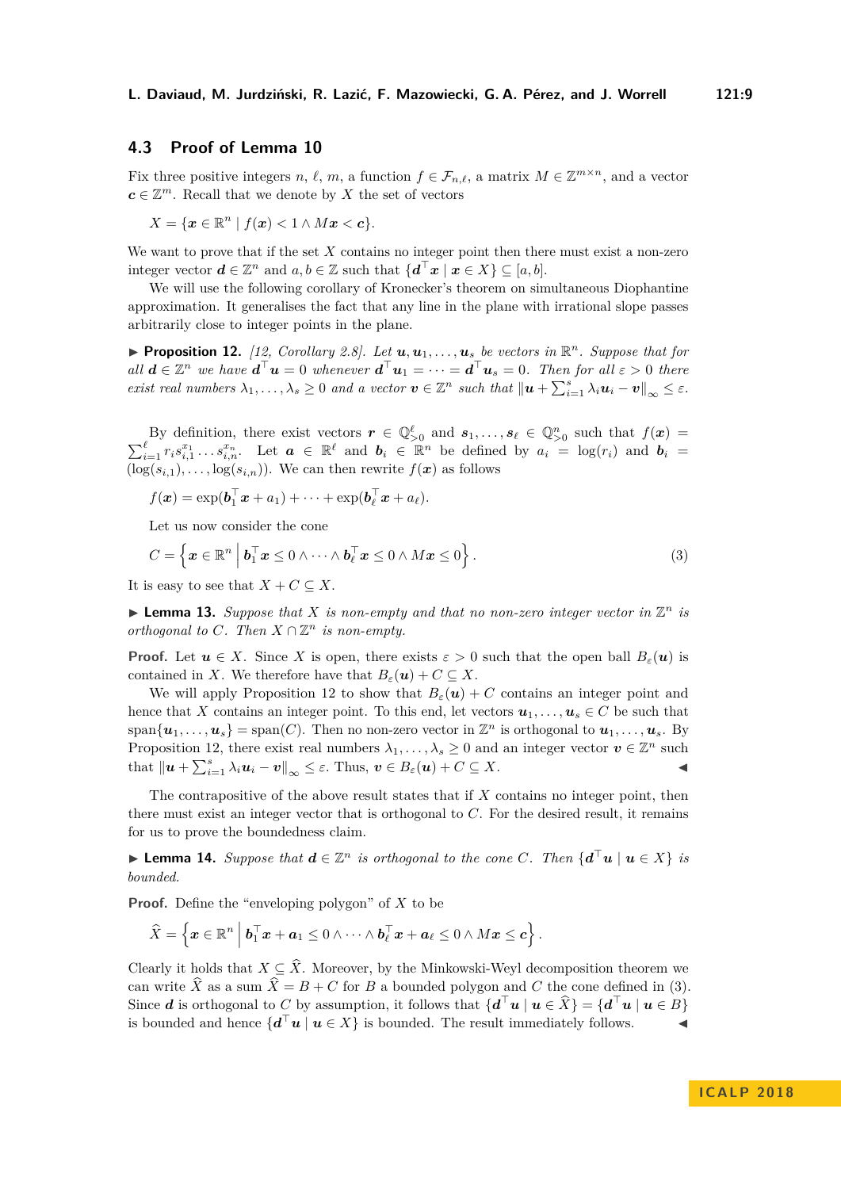### 4.3 Proof of Lemma 10

Fix three positive integers $n$, $\ell$, $m$, a function $f \in \mathcal{F}_{n,\ell}$, a matrix $M \in \mathbb{Z}^{m\times n}$, and a vector $\boldsymbol{c} \in \mathbb{Z}^m$. Recall that we denote by $X$ the set of vectors

$$X = \{\boldsymbol{x} \in \mathbb{R}^n \mid f(\boldsymbol{x}) < 1 \wedge M\boldsymbol{x} < \boldsymbol{c}\}.$$

We want to prove that if the set $X$ contains no integer point then there must exist a non-zero integer vector $\boldsymbol{d} \in \mathbb{Z}^n$ and $a, b \in \mathbb{Z}$ such that $\{\boldsymbol{d}^\top \boldsymbol{x} \mid \boldsymbol{x} \in X\} \subseteq [a, b]$.

We will use the following corollary of Kronecker's theorem on simultaneous Diophantine approximation. It generalises the fact that any line in the plane with irrational slope passes arbitrarily close to integer points in the plane.

▶ **Proposition 12.** *[12, Corollary 2.8]. Let $\boldsymbol{u}, \boldsymbol{u}_1, \dots, \boldsymbol{u}_s$ be vectors in $\mathbb{R}^n$. Suppose that for all $\boldsymbol{d} \in \mathbb{Z}^n$ we have $\boldsymbol{d}^\top \boldsymbol{u} = 0$ whenever $\boldsymbol{d}^\top \boldsymbol{u}_1 = \cdots = \boldsymbol{d}^\top \boldsymbol{u}_s = 0$. Then for all $\varepsilon > 0$ there exist real numbers $\lambda_1, \dots, \lambda_s \geq 0$ and a vector $\boldsymbol{v} \in \mathbb{Z}^n$ such that $\left\| \boldsymbol{u} + \sum_{i=1}^{s} \lambda_i \boldsymbol{u}_i - \boldsymbol{v} \right\|_\infty \leq \varepsilon$.*

By definition, there exist vectors $\boldsymbol{r} \in \mathbb{Q}^\ell_{>0}$ and $\boldsymbol{s}_1, \dots, \boldsymbol{s}_\ell \in \mathbb{Q}^n_{>0}$ such that $f(\boldsymbol{x}) = \sum_{i=1}^{\ell} r_i s_{i,1}^{x_1} \dots s_{i,n}^{x_n}$. Let $\boldsymbol{a} \in \mathbb{R}^\ell$ and $\boldsymbol{b}_i \in \mathbb{R}^n$ be defined by $a_i = \log(r_i)$ and $\boldsymbol{b}_i = (\log(s_{i,1}), \dots, \log(s_{i,n}))$. We can then rewrite $f(\boldsymbol{x})$ as follows

$$f(\boldsymbol{x}) = \exp(\boldsymbol{b}_1^\top \boldsymbol{x} + a_1) + \cdots + \exp(\boldsymbol{b}_\ell^\top \boldsymbol{x} + a_\ell).$$

Let us now consider the cone

$$C = \left\{ \boldsymbol{x} \in \mathbb{R}^n \;\middle|\; \boldsymbol{b}_1^\top \boldsymbol{x} \leq 0 \wedge \cdots \wedge \boldsymbol{b}_\ell^\top \boldsymbol{x} \leq 0 \wedge M\boldsymbol{x} \leq 0 \right\}. \tag{3}$$

It is easy to see that $X + C \subseteq X$.

▶ **Lemma 13.** *Suppose that $X$ is non-empty and that no non-zero integer vector in $\mathbb{Z}^n$ is orthogonal to $C$. Then $X \cap \mathbb{Z}^n$ is non-empty.*

**Proof.** Let $\boldsymbol{u} \in X$. Since $X$ is open, there exists $\varepsilon > 0$ such that the open ball $B_\varepsilon(\boldsymbol{u})$ is contained in $X$. We therefore have that $B_\varepsilon(\boldsymbol{u}) + C \subseteq X$.

We will apply Proposition 12 to show that $B_\varepsilon(\boldsymbol{u}) + C$ contains an integer point and hence that $X$ contains an integer point. To this end, let vectors $\boldsymbol{u}_1, \dots, \boldsymbol{u}_s \in C$ be such that $\operatorname{span}\{\boldsymbol{u}_1, \dots, \boldsymbol{u}_s\} = \operatorname{span}(C)$. Then no non-zero vector in $\mathbb{Z}^n$ is orthogonal to $\boldsymbol{u}_1, \dots, \boldsymbol{u}_s$. By Proposition 12, there exist real numbers $\lambda_1, \dots, \lambda_s \geq 0$ and an integer vector $\boldsymbol{v} \in \mathbb{Z}^n$ such that $\left\| \boldsymbol{u} + \sum_{i=1}^{s} \lambda_i \boldsymbol{u}_i - \boldsymbol{v} \right\|_\infty \leq \varepsilon$. Thus, $\boldsymbol{v} \in B_\varepsilon(\boldsymbol{u}) + C \subseteq X$. ◀

The contrapositive of the above result states that if $X$ contains no integer point, then there must exist an integer vector that is orthogonal to $C$. For the desired result, it remains for us to prove the boundedness claim.

▶ **Lemma 14.** *Suppose that $\boldsymbol{d} \in \mathbb{Z}^n$ is orthogonal to the cone $C$. Then $\{\boldsymbol{d}^\top \boldsymbol{u} \mid \boldsymbol{u} \in X\}$ is bounded.*

**Proof.** Define the "enveloping polygon" of $X$ to be

$$\widehat{X} = \left\{ \boldsymbol{x} \in \mathbb{R}^n \;\middle|\; \boldsymbol{b}_1^\top \boldsymbol{x} + \boldsymbol{a}_1 \leq 0 \wedge \cdots \wedge \boldsymbol{b}_\ell^\top \boldsymbol{x} + \boldsymbol{a}_\ell \leq 0 \wedge M\boldsymbol{x} \leq \boldsymbol{c} \right\}.$$

Clearly it holds that $X \subseteq \widehat{X}$. Moreover, by the Minkowski-Weyl decomposition theorem we can write $\widehat{X}$ as a sum $\widehat{X} = B + C$ for $B$ a bounded polygon and $C$ the cone defined in (3). Since $\boldsymbol{d}$ is orthogonal to $C$ by assumption, it follows that $\{\boldsymbol{d}^\top \boldsymbol{u} \mid \boldsymbol{u} \in \widehat{X}\} = \{\boldsymbol{d}^\top \boldsymbol{u} \mid \boldsymbol{u} \in B\}$ is bounded and hence $\{\boldsymbol{d}^\top \boldsymbol{u} \mid \boldsymbol{u} \in X\}$ is bounded. The result immediately follows. ◀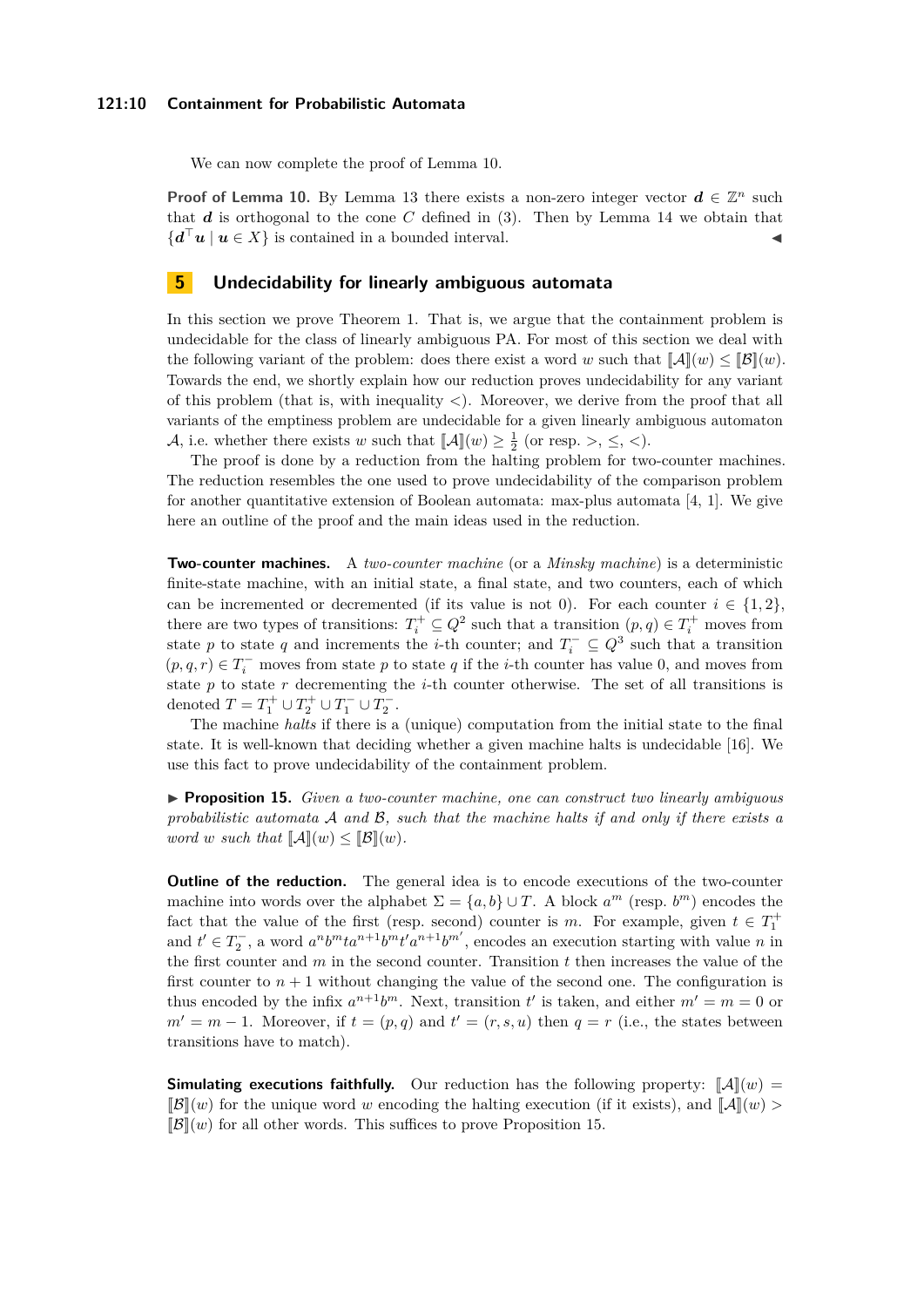We can now complete the proof of Lemma 10.

**Proof of Lemma 10.** By Lemma 13 there exists a non-zero integer vector $\boldsymbol{d} \in \mathbb{Z}^n$ such that $\boldsymbol{d}$ is orthogonal to the cone $C$ defined in (3). Then by Lemma 14 we obtain that $\{\boldsymbol{d}^\top \boldsymbol{u} \mid \boldsymbol{u} \in X\}$ is contained in a bounded interval. ◀

## 5 Undecidability for linearly ambiguous automata

In this section we prove Theorem 1. That is, we argue that the containment problem is undecidable for the class of linearly ambiguous PA. For most of this section we deal with the following variant of the problem: does there exist a word $w$ such that $[\![\mathcal{A}]\!](w) \leq [\![\mathcal{B}]\!](w)$. Towards the end, we shortly explain how our reduction proves undecidability for any variant of this problem (that is, with inequality $<$). Moreover, we derive from the proof that all variants of the emptiness problem are undecidable for a given linearly ambiguous automaton $\mathcal{A}$, i.e. whether there exists $w$ such that $[\![\mathcal{A}]\!](w) \geq \frac{1}{2}$ (or resp. $>$, $\leq$, $<$).

The proof is done by a reduction from the halting problem for two-counter machines. The reduction resembles the one used to prove undecidability of the comparison problem for another quantitative extension of Boolean automata: max-plus automata [4, 1]. We give here an outline of the proof and the main ideas used in the reduction.

**Two-counter machines.** A *two-counter machine* (or a *Minsky machine*) is a deterministic finite-state machine, with an initial state, a final state, and two counters, each of which can be incremented or decremented (if its value is not 0). For each counter $i \in \{1, 2\}$, there are two types of transitions: $T_i^+ \subseteq Q^2$ such that a transition $(p, q) \in T_i^+$ moves from state $p$ to state $q$ and increments the $i$-th counter; and $T_i^- \subseteq Q^3$ such that a transition $(p, q, r) \in T_i^-$ moves from state $p$ to state $q$ if the $i$-th counter has value 0, and moves from state $p$ to state $r$ decrementing the $i$-th counter otherwise. The set of all transitions is denoted $T = T_1^+ \cup T_2^+ \cup T_1^- \cup T_2^-$.

The machine *halts* if there is a (unique) computation from the initial state to the final state. It is well-known that deciding whether a given machine halts is undecidable [16]. We use this fact to prove undecidability of the containment problem.

▶ **Proposition 15.** *Given a two-counter machine, one can construct two linearly ambiguous probabilistic automata $\mathcal{A}$ and $\mathcal{B}$, such that the machine halts if and only if there exists a word $w$ such that $[\![\mathcal{A}]\!](w) \leq [\![\mathcal{B}]\!](w)$.*

**Outline of the reduction.** The general idea is to encode executions of the two-counter machine into words over the alphabet $\Sigma = \{a, b\} \cup T$. A block $a^m$ (resp. $b^m$) encodes the fact that the value of the first (resp. second) counter is $m$. For example, given $t \in T_1^+$ and $t' \in T_2^-$, a word $a^n b^m t a^{n+1} b^m t' a^{n+1} b^{m'}$, encodes an execution starting with value $n$ in the first counter and $m$ in the second counter. Transition $t$ then increases the value of the first counter to $n+1$ without changing the value of the second one. The configuration is thus encoded by the infix $a^{n+1} b^m$. Next, transition $t'$ is taken, and either $m' = m = 0$ or $m' = m - 1$. Moreover, if $t = (p, q)$ and $t' = (r, s, u)$ then $q = r$ (i.e., the states between transitions have to match).

**Simulating executions faithfully.** Our reduction has the following property: $[\![\mathcal{A}]\!](w) = [\![\mathcal{B}]\!](w)$ for the unique word $w$ encoding the halting execution (if it exists), and $[\![\mathcal{A}]\!](w) > [\![\mathcal{B}]\!](w)$ for all other words. This suffices to prove Proposition 15.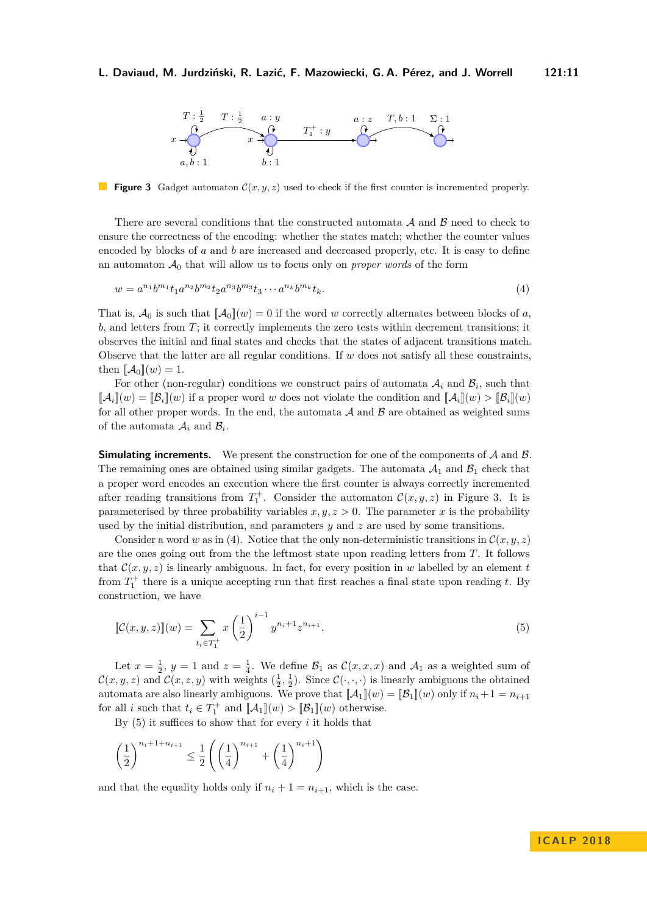**Figure 3** Gadget automaton $\mathcal{C}(x, y, z)$ used to check if the first counter is incremented properly.

There are several conditions that the constructed automata $\mathcal{A}$ and $\mathcal{B}$ need to check to ensure the correctness of the encoding: whether the states match; whether the counter values encoded by blocks of $a$ and $b$ are increased and decreased properly, etc. It is easy to define an automaton $\mathcal{A}_0$ that will allow us to focus only on *proper words* of the form

$$w = a^{n_1} b^{m_1} t_1 a^{n_2} b^{m_2} t_2 a^{n_3} b^{m_3} t_3 \cdots a^{n_k} b^{m_k} t_k. \tag{4}$$

That is, $\mathcal{A}_0$ is such that $[\![\mathcal{A}_0]\!](w) = 0$ if the word $w$ correctly alternates between blocks of $a$, $b$, and letters from $T$; it correctly implements the zero tests within decrement transitions; it observes the initial and final states and checks that the states of adjacent transitions match. Observe that the latter are all regular conditions. If $w$ does not satisfy all these constraints, then $[\![\mathcal{A}_0]\!](w) = 1$.

For other (non-regular) conditions we construct pairs of automata $\mathcal{A}_i$ and $\mathcal{B}_i$, such that $[\![\mathcal{A}_i]\!](w) = [\![\mathcal{B}_i]\!](w)$ if a proper word $w$ does not violate the condition and $[\![\mathcal{A}_i]\!](w) > [\![\mathcal{B}_i]\!](w)$ for all other proper words. In the end, the automata $\mathcal{A}$ and $\mathcal{B}$ are obtained as weighted sums of the automata $\mathcal{A}_i$ and $\mathcal{B}_i$.

**Simulating increments.** We present the construction for one of the components of $\mathcal{A}$ and $\mathcal{B}$. The remaining ones are obtained using similar gadgets. The automata $\mathcal{A}_1$ and $\mathcal{B}_1$ check that a proper word encodes an execution where the first counter is always correctly incremented after reading transitions from $T_1^+$. Consider the automaton $\mathcal{C}(x, y, z)$ in Figure 3. It is parameterised by three probability variables $x, y, z > 0$. The parameter $x$ is the probability used by the initial distribution, and parameters $y$ and $z$ are used by some transitions.

Consider a word $w$ as in (4). Notice that the only non-deterministic transitions in $\mathcal{C}(x, y, z)$ are the ones going out from the the leftmost state upon reading letters from $T$. It follows that $\mathcal{C}(x, y, z)$ is linearly ambiguous. In fact, for every position in $w$ labelled by an element $t$ from $T_1^+$ there is a unique accepting run that first reaches a final state upon reading $t$. By construction, we have

$$[\![\mathcal{C}(x, y, z)]\!](w) = \sum_{t_i \in T_1^+} x \left(\frac{1}{2}\right)^{i-1} y^{n_i+1} z^{n_{i+1}}. \tag{5}$$

Let $x = \frac{1}{2}$, $y = 1$ and $z = \frac{1}{4}$. We define $\mathcal{B}_1$ as $\mathcal{C}(x, x, x)$ and $\mathcal{A}_1$ as a weighted sum of $\mathcal{C}(x, y, z)$ and $\mathcal{C}(x, z, y)$ with weights $(\frac{1}{2}, \frac{1}{2})$. Since $\mathcal{C}(\cdot, \cdot, \cdot)$ is linearly ambiguous the obtained automata are also linearly ambiguous. We prove that $[\![\mathcal{A}_1]\!](w) = [\![\mathcal{B}_1]\!](w)$ only if $n_i+1 = n_{i+1}$ for all $i$ such that $t_i \in T_1^+$ and $[\![\mathcal{A}_1]\!](w) > [\![\mathcal{B}_1]\!](w)$ otherwise.

By (5) it suffices to show that for every $i$ it holds that

$$\left(\frac{1}{2}\right)^{n_i+1+n_{i+1}} \leq \frac{1}{2}\left(\left(\frac{1}{4}\right)^{n_{i+1}} + \left(\frac{1}{4}\right)^{n_i+1}\right)$$

and that the equality holds only if $n_i + 1 = n_{i+1}$, which is the case.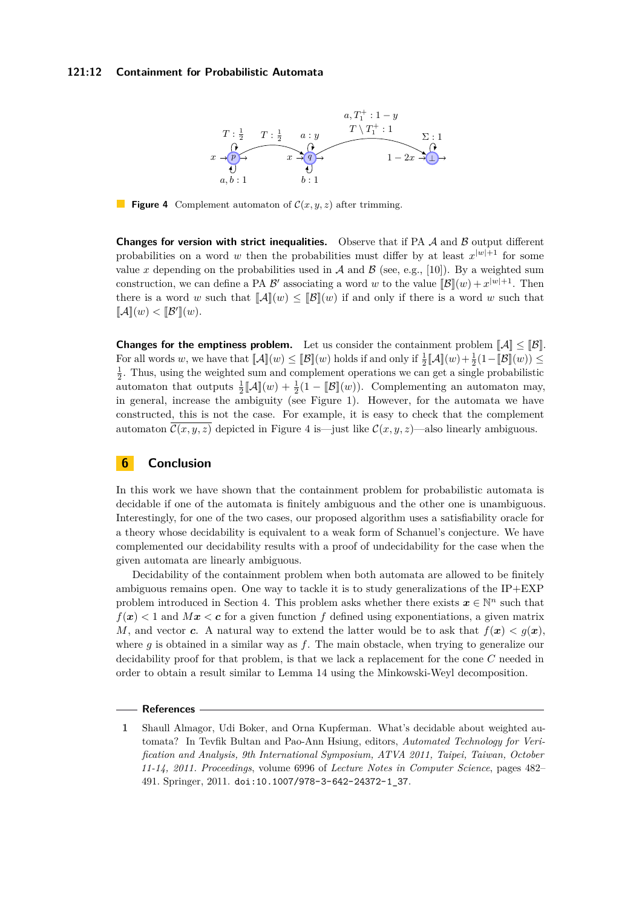**Figure 4** Complement automaton of $\mathcal{C}(x, y, z)$ after trimming.

**Changes for version with strict inequalities.** Observe that if PA $\mathcal{A}$ and $\mathcal{B}$ output different probabilities on a word $w$ then the probabilities must differ by at least $x^{|w|+1}$ for some value $x$ depending on the probabilities used in $\mathcal{A}$ and $\mathcal{B}$ (see, e.g., [10]). By a weighted sum construction, we can define a PA $\mathcal{B}'$ associating a word $w$ to the value $[\![\mathcal{B}]\!](w) + x^{|w|+1}$. Then there is a word $w$ such that $[\![\mathcal{A}]\!](w) \leq [\![\mathcal{B}]\!](w)$ if and only if there is a word $w$ such that $[\![\mathcal{A}]\!](w) < [\![\mathcal{B}']\!](w)$.

**Changes for the emptiness problem.** Let us consider the containment problem $[\![\mathcal{A}]\!] \leq [\![\mathcal{B}]\!]$. For all words $w$, we have that $[\![\mathcal{A}]\!](w) \leq [\![\mathcal{B}]\!](w)$ holds if and only if $\frac{1}{2}[\![\mathcal{A}]\!](w) + \frac{1}{2}(1 - [\![\mathcal{B}]\!](w)) \leq \frac{1}{2}$. Thus, using the weighted sum and complement operations we can get a single probabilistic automaton that outputs $\frac{1}{2}[\![\mathcal{A}]\!](w) + \frac{1}{2}(1 - [\![\mathcal{B}]\!](w))$. Complementing an automaton may, in general, increase the ambiguity (see Figure 1). However, for the automata we have constructed, this is not the case. For example, it is easy to check that the complement automaton $\overline{\mathcal{C}(x, y, z)}$ depicted in Figure 4 is—just like $\mathcal{C}(x, y, z)$—also linearly ambiguous.

## 6 Conclusion

In this work we have shown that the containment problem for probabilistic automata is decidable if one of the automata is finitely ambiguous and the other one is unambiguous. Interestingly, for one of the two cases, our proposed algorithm uses a satisfiability oracle for a theory whose decidability is equivalent to a weak form of Schanuel's conjecture. We have complemented our decidability results with a proof of undecidability for the case when the given automata are linearly ambiguous.

Decidability of the containment problem when both automata are allowed to be finitely ambiguous remains open. One way to tackle it is to study generalizations of the IP+EXP problem introduced in Section 4. This problem asks whether there exists $\boldsymbol{x} \in \mathbb{N}^n$ such that $f(\boldsymbol{x}) < 1$ and $M\boldsymbol{x} < \boldsymbol{c}$ for a given function $f$ defined using exponentiations, a given matrix $M$, and vector $\boldsymbol{c}$. A natural way to extend the latter would be to ask that $f(\boldsymbol{x}) < g(\boldsymbol{x})$, where $g$ is obtained in a similar way as $f$. The main obstacle, when trying to generalize our decidability proof for that problem, is that we lack a replacement for the cone $C$ needed in order to obtain a result similar to Lemma 14 using the Minkowski-Weyl decomposition.

## References

1. Shaull Almagor, Udi Boker, and Orna Kupferman. What's decidable about weighted automata? In Tevfik Bultan and Pao-Ann Hsiung, editors, *Automated Technology for Verification and Analysis, 9th International Symposium, ATVA 2011, Taipei, Taiwan, October 11-14, 2011. Proceedings*, volume 6996 of *Lecture Notes in Computer Science*, pages 482–491. Springer, 2011. doi:10.1007/978-3-642-24372-1_37.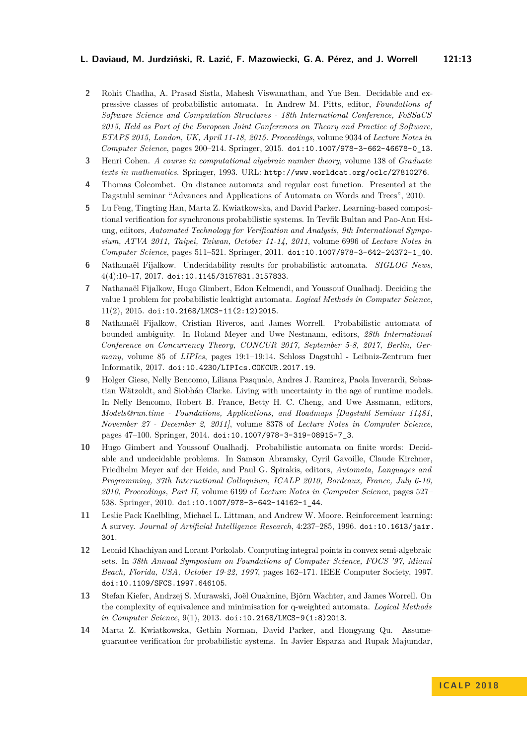2. Rohit Chadha, A. Prasad Sistla, Mahesh Viswanathan, and Yue Ben. Decidable and expressive classes of probabilistic automata. In Andrew M. Pitts, editor, *Foundations of Software Science and Computation Structures - 18th International Conference, FoSSaCS 2015, Held as Part of the European Joint Conferences on Theory and Practice of Software, ETAPS 2015, London, UK, April 11-18, 2015. Proceedings*, volume 9034 of *Lecture Notes in Computer Science*, pages 200–214. Springer, 2015. doi:10.1007/978-3-662-46678-0_13.
3. Henri Cohen. *A course in computational algebraic number theory*, volume 138 of *Graduate texts in mathematics*. Springer, 1993. URL: http://www.worldcat.org/oclc/27810276.
4. Thomas Colcombet. On distance automata and regular cost function. Presented at the Dagstuhl seminar "Advances and Applications of Automata on Words and Trees", 2010.
5. Lu Feng, Tingting Han, Marta Z. Kwiatkowska, and David Parker. Learning-based compositional verification for synchronous probabilistic systems. In Tevfik Bultan and Pao-Ann Hsiung, editors, *Automated Technology for Verification and Analysis, 9th International Symposium, ATVA 2011, Taipei, Taiwan, October 11-14, 2011*, volume 6996 of *Lecture Notes in Computer Science*, pages 511–521. Springer, 2011. doi:10.1007/978-3-642-24372-1_40.
6. Nathanaël Fijalkow. Undecidability results for probabilistic automata. *SIGLOG News*, 4(4):10–17, 2017. doi:10.1145/3157831.3157833.
7. Nathanaël Fijalkow, Hugo Gimbert, Edon Kelmendi, and Youssouf Oualhadj. Deciding the value 1 problem for probabilistic leaktight automata. *Logical Methods in Computer Science*, 11(2), 2015. doi:10.2168/LMCS-11(2:12)2015.
8. Nathanaël Fijalkow, Cristian Riveros, and James Worrell. Probabilistic automata of bounded ambiguity. In Roland Meyer and Uwe Nestmann, editors, *28th International Conference on Concurrency Theory, CONCUR 2017, September 5-8, 2017, Berlin, Germany*, volume 85 of *LIPIcs*, pages 19:1–19:14. Schloss Dagstuhl - Leibniz-Zentrum fuer Informatik, 2017. doi:10.4230/LIPIcs.CONCUR.2017.19.
9. Holger Giese, Nelly Bencomo, Liliana Pasquale, Andres J. Ramirez, Paola Inverardi, Sebastian Wätzoldt, and Siobhán Clarke. Living with uncertainty in the age of runtime models. In Nelly Bencomo, Robert B. France, Betty H. C. Cheng, and Uwe Assmann, editors, *Models@run.time - Foundations, Applications, and Roadmaps [Dagstuhl Seminar 11481, November 27 - December 2, 2011]*, volume 8378 of *Lecture Notes in Computer Science*, pages 47–100. Springer, 2014. doi:10.1007/978-3-319-08915-7_3.
10. Hugo Gimbert and Youssouf Oualhadj. Probabilistic automata on finite words: Decidable and undecidable problems. In Samson Abramsky, Cyril Gavoille, Claude Kirchner, Friedhelm Meyer auf der Heide, and Paul G. Spirakis, editors, *Automata, Languages and Programming, 37th International Colloquium, ICALP 2010, Bordeaux, France, July 6-10, 2010, Proceedings, Part II*, volume 6199 of *Lecture Notes in Computer Science*, pages 527–538. Springer, 2010. doi:10.1007/978-3-642-14162-1_44.
11. Leslie Pack Kaelbling, Michael L. Littman, and Andrew W. Moore. Reinforcement learning: A survey. *Journal of Artificial Intelligence Research*, 4:237–285, 1996. doi:10.1613/jair.301.
12. Leonid Khachiyan and Lorant Porkolab. Computing integral points in convex semi-algebraic sets. In *38th Annual Symposium on Foundations of Computer Science, FOCS '97, Miami Beach, Florida, USA, October 19-22, 1997*, pages 162–171. IEEE Computer Society, 1997. doi:10.1109/SFCS.1997.646105.
13. Stefan Kiefer, Andrzej S. Murawski, Joël Ouaknine, Björn Wachter, and James Worrell. On the complexity of equivalence and minimisation for q-weighted automata. *Logical Methods in Computer Science*, 9(1), 2013. doi:10.2168/LMCS-9(1:8)2013.
14. Marta Z. Kwiatkowska, Gethin Norman, David Parker, and Hongyang Qu. Assume-guarantee verification for probabilistic systems. In Javier Esparza and Rupak Majumdar,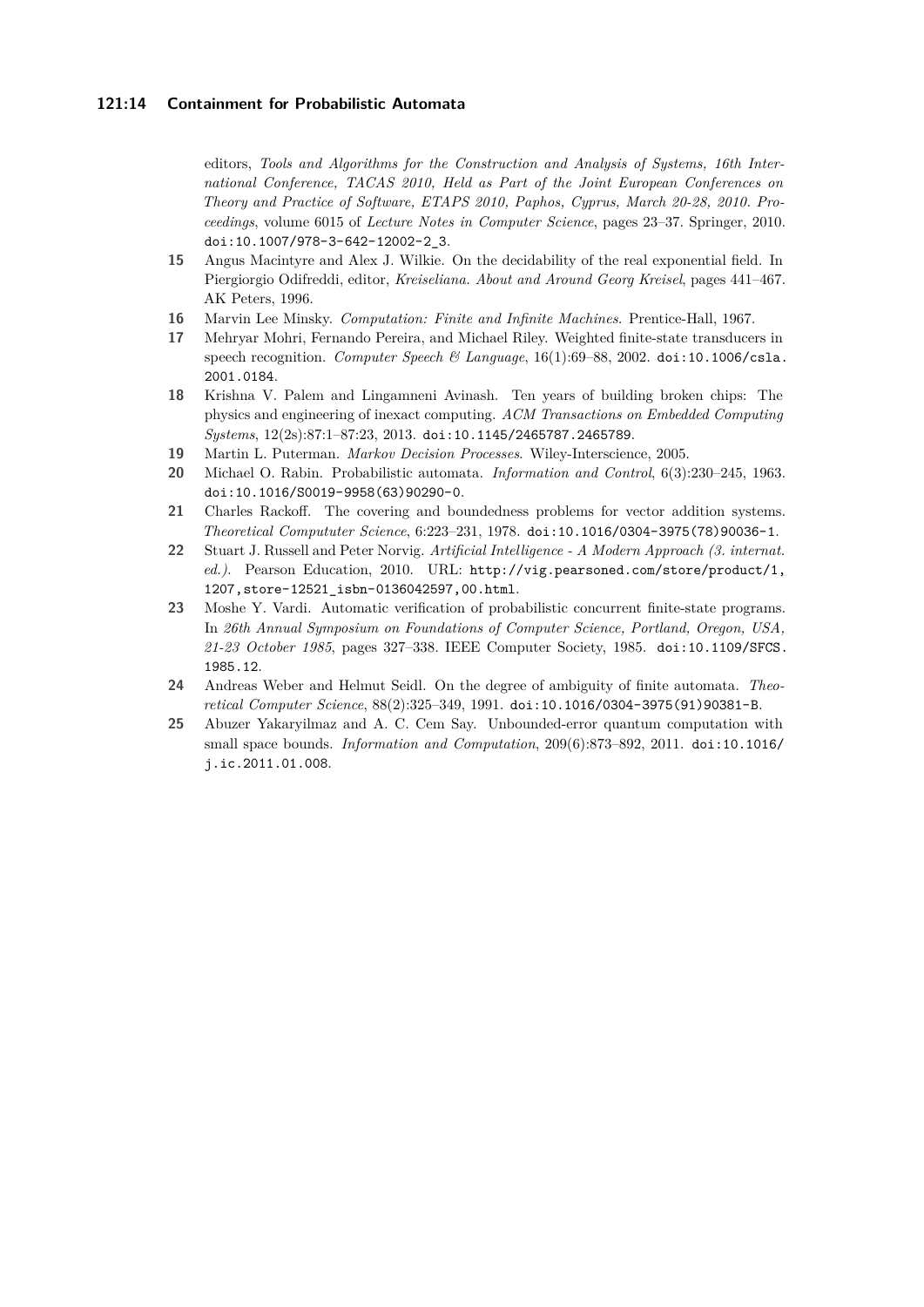editors, *Tools and Algorithms for the Construction and Analysis of Systems, 16th International Conference, TACAS 2010, Held as Part of the Joint European Conferences on Theory and Practice of Software, ETAPS 2010, Paphos, Cyprus, March 20-28, 2010. Proceedings*, volume 6015 of *Lecture Notes in Computer Science*, pages 23–37. Springer, 2010. doi:10.1007/978-3-642-12002-2_3.

**15** Angus Macintyre and Alex J. Wilkie. On the decidability of the real exponential field. In Piergiorgio Odifreddi, editor, *Kreiseliana. About and Around Georg Kreisel*, pages 441–467. AK Peters, 1996.

**16** Marvin Lee Minsky. *Computation: Finite and Infinite Machines*. Prentice-Hall, 1967.

**17** Mehryar Mohri, Fernando Pereira, and Michael Riley. Weighted finite-state transducers in speech recognition. *Computer Speech & Language*, 16(1):69–88, 2002. doi:10.1006/csla.2001.0184.

**18** Krishna V. Palem and Lingamneni Avinash. Ten years of building broken chips: The physics and engineering of inexact computing. *ACM Transactions on Embedded Computing Systems*, 12(2s):87:1–87:23, 2013. doi:10.1145/2465787.2465789.

**19** Martin L. Puterman. *Markov Decision Processes*. Wiley-Interscience, 2005.

**20** Michael O. Rabin. Probabilistic automata. *Information and Control*, 6(3):230–245, 1963. doi:10.1016/S0019-9958(63)90290-0.

**21** Charles Rackoff. The covering and boundedness problems for vector addition systems. *Theoretical Compututer Science*, 6:223–231, 1978. doi:10.1016/0304-3975(78)90036-1.

**22** Stuart J. Russell and Peter Norvig. *Artificial Intelligence - A Modern Approach (3. internat. ed.)*. Pearson Education, 2010. URL: http://vig.pearsoned.com/store/product/1,1207,store-12521_isbn-0136042597,00.html.

**23** Moshe Y. Vardi. Automatic verification of probabilistic concurrent finite-state programs. In *26th Annual Symposium on Foundations of Computer Science, Portland, Oregon, USA, 21-23 October 1985*, pages 327–338. IEEE Computer Society, 1985. doi:10.1109/SFCS.1985.12.

**24** Andreas Weber and Helmut Seidl. On the degree of ambiguity of finite automata. *Theoretical Computer Science*, 88(2):325–349, 1991. doi:10.1016/0304-3975(91)90381-B.

**25** Abuzer Yakaryilmaz and A. C. Cem Say. Unbounded-error quantum computation with small space bounds. *Information and Computation*, 209(6):873–892, 2011. doi:10.1016/j.ic.2011.01.008.